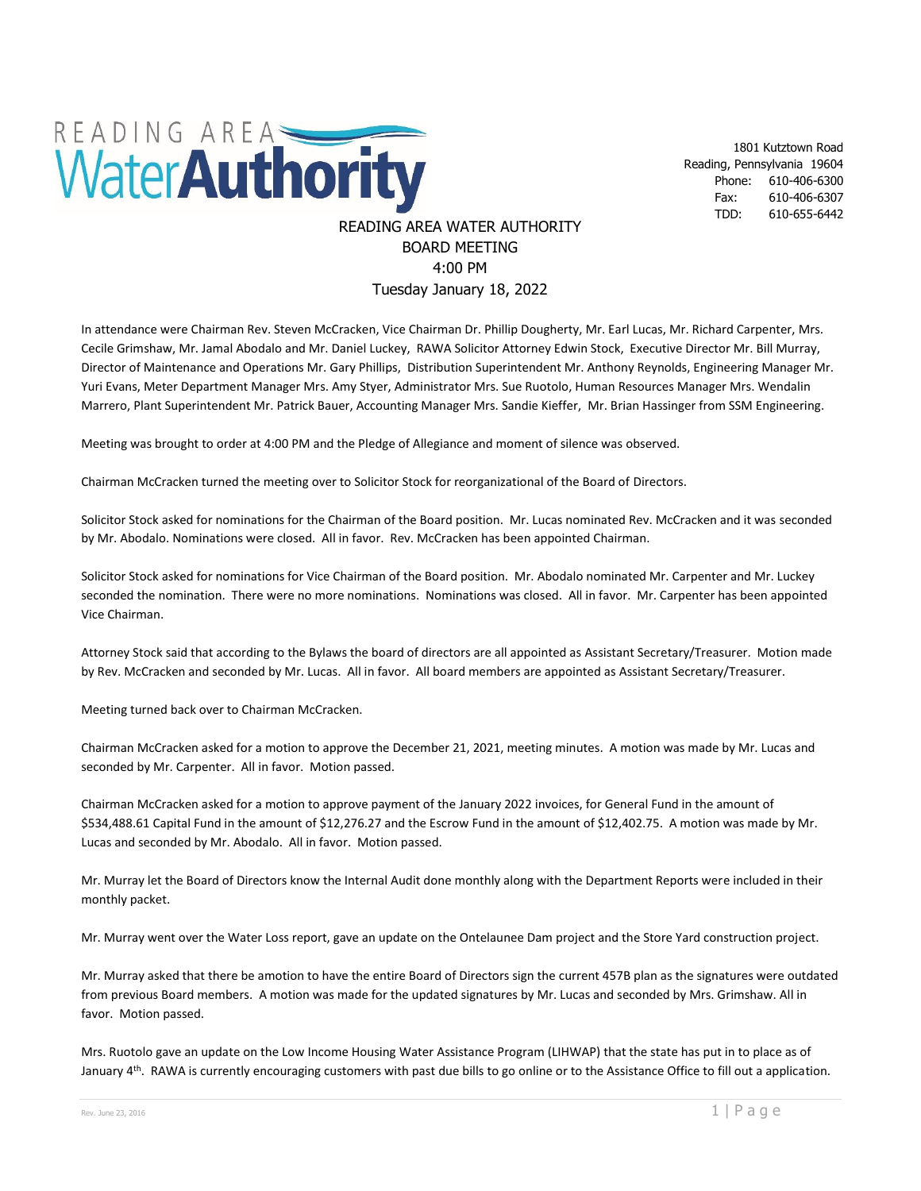READING AREA WaterAuthority

1801 Kutztown Road
Reading, Pennsylvania 19604
Phone: 610-406-6300
Fax: 610-406-6307
TDD: 610-655-6442

# READING AREA WATER AUTHORITY
## BOARD MEETING
## 4:00 PM
## Tuesday January 18, 2022

In attendance were Chairman Rev. Steven McCracken, Vice Chairman Dr. Phillip Dougherty, Mr. Earl Lucas, Mr. Richard Carpenter, Mrs. Cecile Grimshaw, Mr. Jamal Abodalo and Mr. Daniel Luckey, RAWA Solicitor Attorney Edwin Stock, Executive Director Mr. Bill Murray, Director of Maintenance and Operations Mr. Gary Phillips, Distribution Superintendent Mr. Anthony Reynolds, Engineering Manager Mr. Yuri Evans, Meter Department Manager Mrs. Amy Styer, Administrator Mrs. Sue Ruotolo, Human Resources Manager Mrs. Wendalin Marrero, Plant Superintendent Mr. Patrick Bauer, Accounting Manager Mrs. Sandie Kieffer, Mr. Brian Hassinger from SSM Engineering.

Meeting was brought to order at 4:00 PM and the Pledge of Allegiance and moment of silence was observed.

Chairman McCracken turned the meeting over to Solicitor Stock for reorganizational of the Board of Directors.

Solicitor Stock asked for nominations for the Chairman of the Board position. Mr. Lucas nominated Rev. McCracken and it was seconded by Mr. Abodalo. Nominations were closed. All in favor. Rev. McCracken has been appointed Chairman.

Solicitor Stock asked for nominations for Vice Chairman of the Board position. Mr. Abodalo nominated Mr. Carpenter and Mr. Luckey seconded the nomination. There were no more nominations. Nominations was closed. All in favor. Mr. Carpenter has been appointed Vice Chairman.

Attorney Stock said that according to the Bylaws the board of directors are all appointed as Assistant Secretary/Treasurer. Motion made by Rev. McCracken and seconded by Mr. Lucas. All in favor. All board members are appointed as Assistant Secretary/Treasurer.

Meeting turned back over to Chairman McCracken.

Chairman McCracken asked for a motion to approve the December 21, 2021, meeting minutes. A motion was made by Mr. Lucas and seconded by Mr. Carpenter. All in favor. Motion passed.

Chairman McCracken asked for a motion to approve payment of the January 2022 invoices, for General Fund in the amount of $534,488.61 Capital Fund in the amount of $12,276.27 and the Escrow Fund in the amount of $12,402.75. A motion was made by Mr. Lucas and seconded by Mr. Abodalo. All in favor. Motion passed.

Mr. Murray let the Board of Directors know the Internal Audit done monthly along with the Department Reports were included in their monthly packet.

Mr. Murray went over the Water Loss report, gave an update on the Ontelaunee Dam project and the Store Yard construction project.

Mr. Murray asked that there be amotion to have the entire Board of Directors sign the current 457B plan as the signatures were outdated from previous Board members. A motion was made for the updated signatures by Mr. Lucas and seconded by Mrs. Grimshaw. All in favor. Motion passed.

Mrs. Ruotolo gave an update on the Low Income Housing Water Assistance Program (LIHWAP) that the state has put in to place as of January 4th. RAWA is currently encouraging customers with past due bills to go online or to the Assistance Office to fill out a application.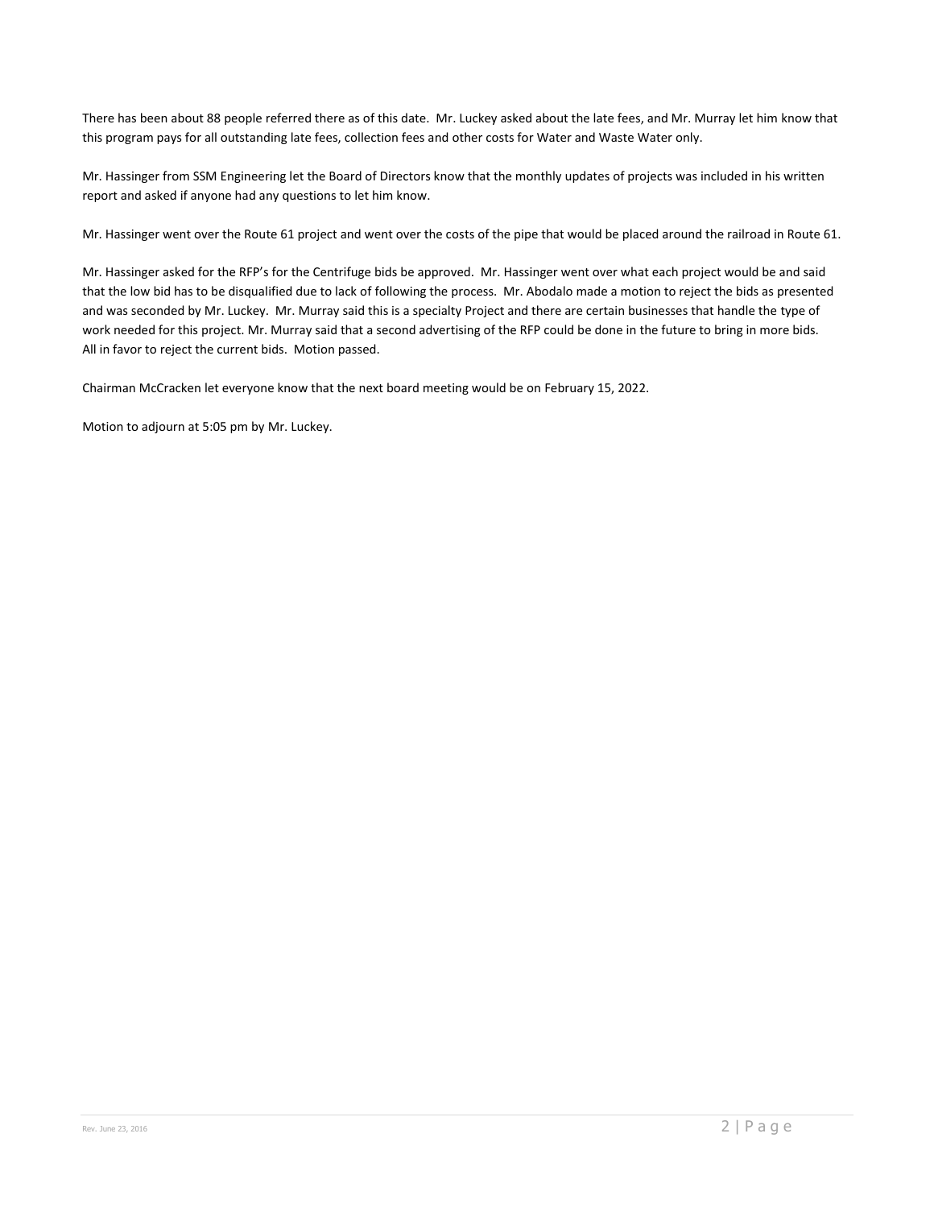There has been about 88 people referred there as of this date. Mr. Luckey asked about the late fees, and Mr. Murray let him know that this program pays for all outstanding late fees, collection fees and other costs for Water and Waste Water only.

Mr. Hassinger from SSM Engineering let the Board of Directors know that the monthly updates of projects was included in his written report and asked if anyone had any questions to let him know.

Mr. Hassinger went over the Route 61 project and went over the costs of the pipe that would be placed around the railroad in Route 61.

Mr. Hassinger asked for the RFP's for the Centrifuge bids be approved. Mr. Hassinger went over what each project would be and said that the low bid has to be disqualified due to lack of following the process. Mr. Abodalo made a motion to reject the bids as presented and was seconded by Mr. Luckey. Mr. Murray said this is a specialty Project and there are certain businesses that handle the type of work needed for this project. Mr. Murray said that a second advertising of the RFP could be done in the future to bring in more bids. All in favor to reject the current bids. Motion passed.

Chairman McCracken let everyone know that the next board meeting would be on February 15, 2022.

Motion to adjourn at 5:05 pm by Mr. Luckey.